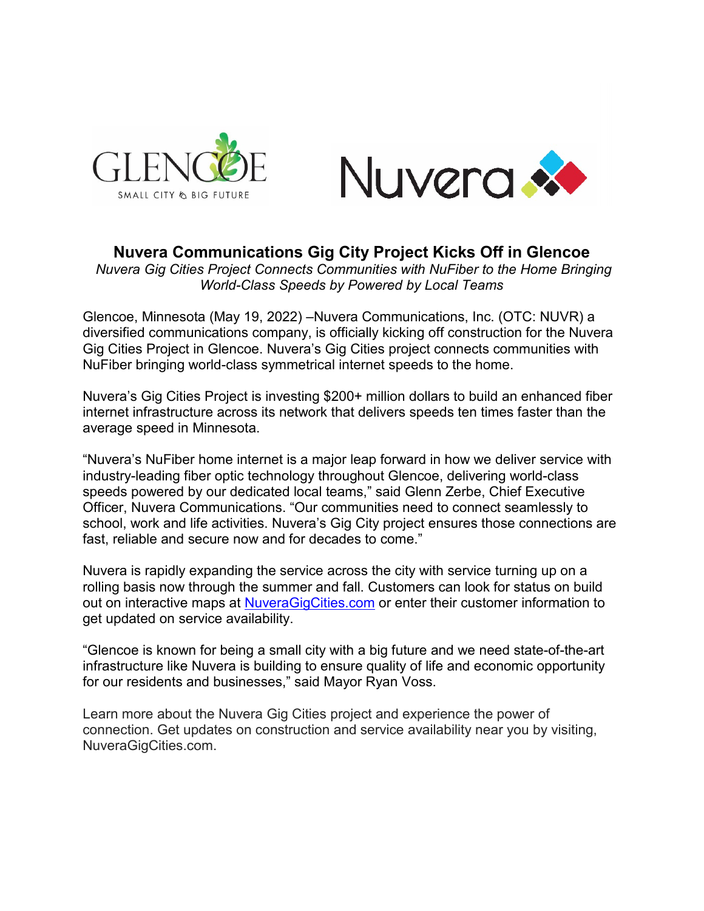GLENCOE
SMALL CITY BIG FUTURE

Nuvera

# Nuvera Communications Gig City Project Kicks Off in Glencoe

*Nuvera Gig Cities Project Connects Communities with NuFiber to the Home Bringing World-Class Speeds by Powered by Local Teams*

Glencoe, Minnesota (May 19, 2022) –Nuvera Communications, Inc. (OTC: NUVR) a diversified communications company, is officially kicking off construction for the Nuvera Gig Cities Project in Glencoe. Nuvera's Gig Cities project connects communities with NuFiber bringing world-class symmetrical internet speeds to the home.

Nuvera's Gig Cities Project is investing $200+ million dollars to build an enhanced fiber internet infrastructure across its network that delivers speeds ten times faster than the average speed in Minnesota.

"Nuvera's NuFiber home internet is a major leap forward in how we deliver service with industry-leading fiber optic technology throughout Glencoe, delivering world-class speeds powered by our dedicated local teams," said Glenn Zerbe, Chief Executive Officer, Nuvera Communications. "Our communities need to connect seamlessly to school, work and life activities. Nuvera's Gig City project ensures those connections are fast, reliable and secure now and for decades to come."

Nuvera is rapidly expanding the service across the city with service turning up on a rolling basis now through the summer and fall. Customers can look for status on build out on interactive maps at [NuveraGigCities.com](NuveraGigCities.com) or enter their customer information to get updated on service availability.

"Glencoe is known for being a small city with a big future and we need state-of-the-art infrastructure like Nuvera is building to ensure quality of life and economic opportunity for our residents and businesses," said Mayor Ryan Voss.

Learn more about the Nuvera Gig Cities project and experience the power of connection. Get updates on construction and service availability near you by visiting, NuveraGigCities.com.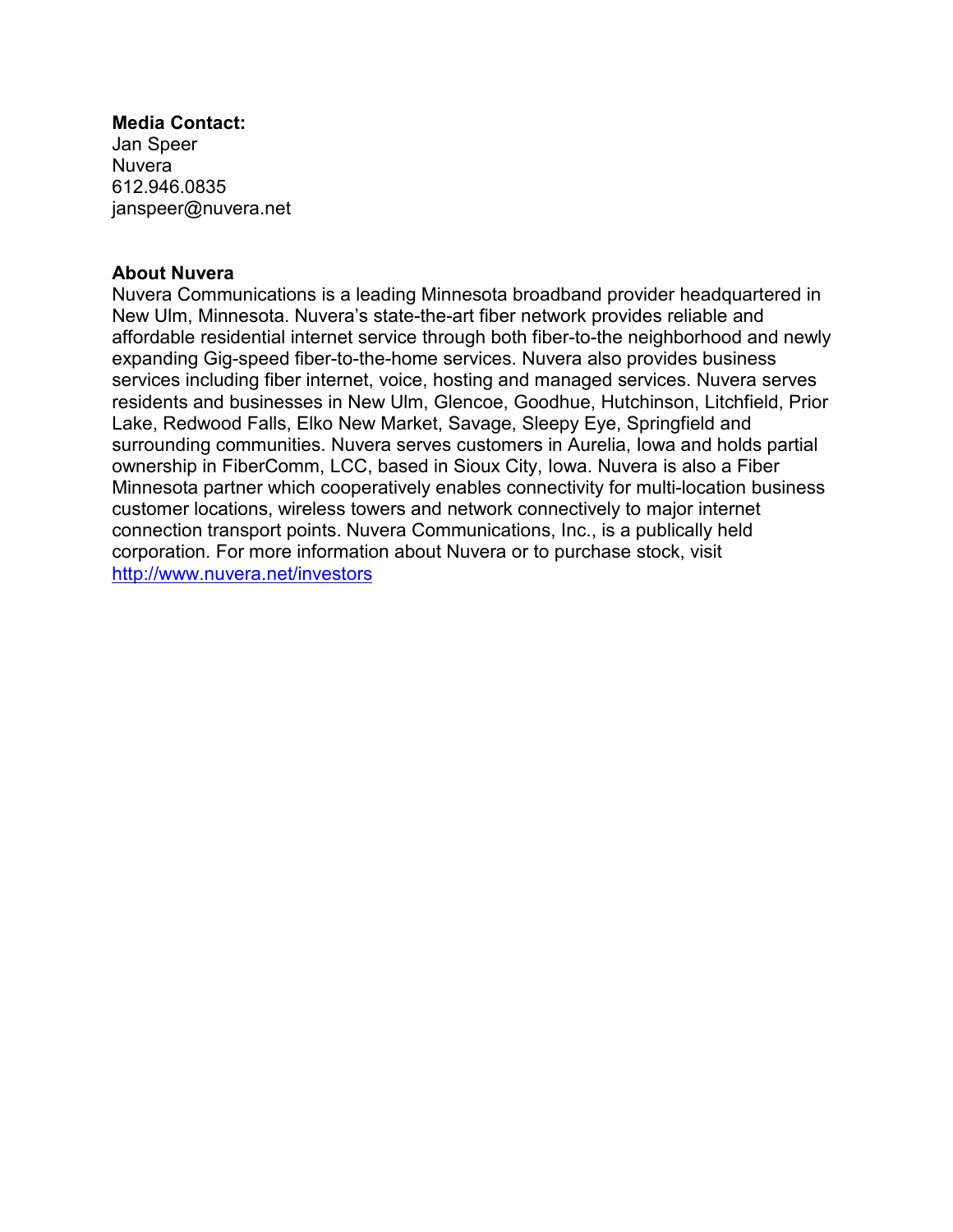**Media Contact:**
Jan Speer
Nuvera
612.946.0835
janspeer@nuvera.net

**About Nuvera**

Nuvera Communications is a leading Minnesota broadband provider headquartered in New Ulm, Minnesota. Nuvera's state-the-art fiber network provides reliable and affordable residential internet service through both fiber-to-the neighborhood and newly expanding Gig-speed fiber-to-the-home services. Nuvera also provides business services including fiber internet, voice, hosting and managed services. Nuvera serves residents and businesses in New Ulm, Glencoe, Goodhue, Hutchinson, Litchfield, Prior Lake, Redwood Falls, Elko New Market, Savage, Sleepy Eye, Springfield and surrounding communities. Nuvera serves customers in Aurelia, Iowa and holds partial ownership in FiberComm, LCC, based in Sioux City, Iowa. Nuvera is also a Fiber Minnesota partner which cooperatively enables connectivity for multi-location business customer locations, wireless towers and network connectively to major internet connection transport points. Nuvera Communications, Inc., is a publically held corporation. For more information about Nuvera or to purchase stock, visit http://www.nuvera.net/investors